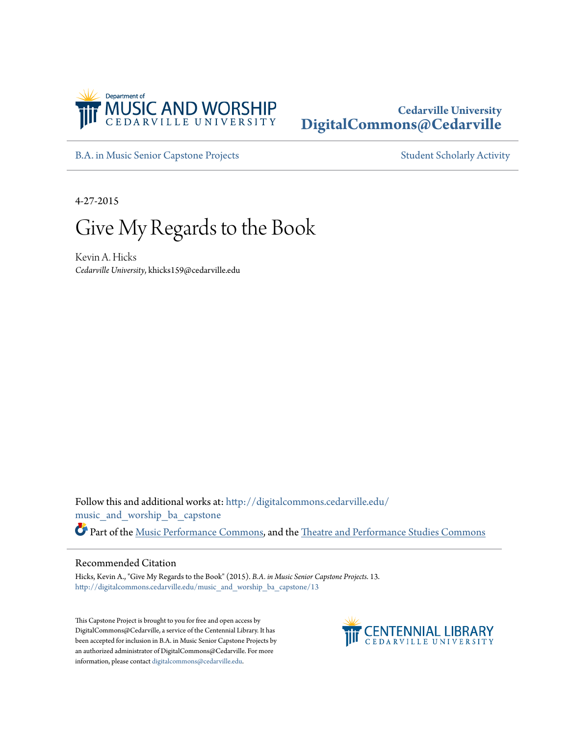Department of MUSIC AND WORSHIP CEDARVILLE UNIVERSITY

**Cedarville University**
**DigitalCommons@Cedarville**

B.A. in Music Senior Capstone Projects

Student Scholarly Activity

4-27-2015

# Give My Regards to the Book

Kevin A. Hicks
*Cedarville University*, khicks159@cedarville.edu

Follow this and additional works at: http://digitalcommons.cedarville.edu/music_and_worship_ba_capstone

Part of the Music Performance Commons, and the Theatre and Performance Studies Commons

## Recommended Citation

Hicks, Kevin A., "Give My Regards to the Book" (2015). *B.A. in Music Senior Capstone Projects*. 13.
http://digitalcommons.cedarville.edu/music_and_worship_ba_capstone/13

This Capstone Project is brought to you for free and open access by DigitalCommons@Cedarville, a service of the Centennial Library. It has been accepted for inclusion in B.A. in Music Senior Capstone Projects by an authorized administrator of DigitalCommons@Cedarville. For more information, please contact digitalcommons@cedarville.edu.

CENTENNIAL LIBRARY CEDARVILLE UNIVERSITY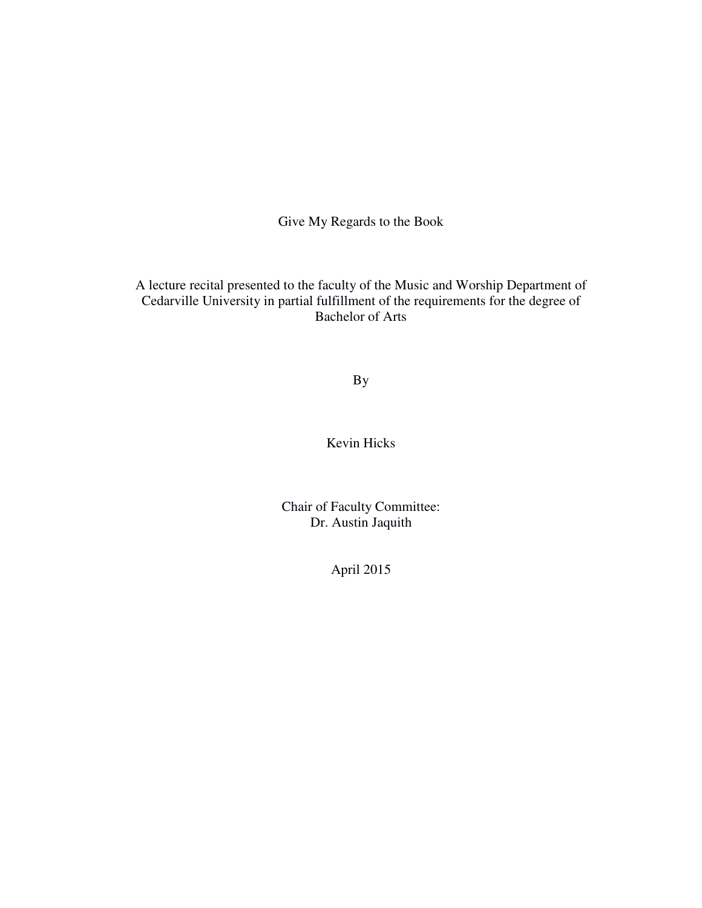# Give My Regards to the Book

A lecture recital presented to the faculty of the Music and Worship Department of Cedarville University in partial fulfillment of the requirements for the degree of Bachelor of Arts

By

Kevin Hicks

Chair of Faculty Committee:
Dr. Austin Jaquith

April 2015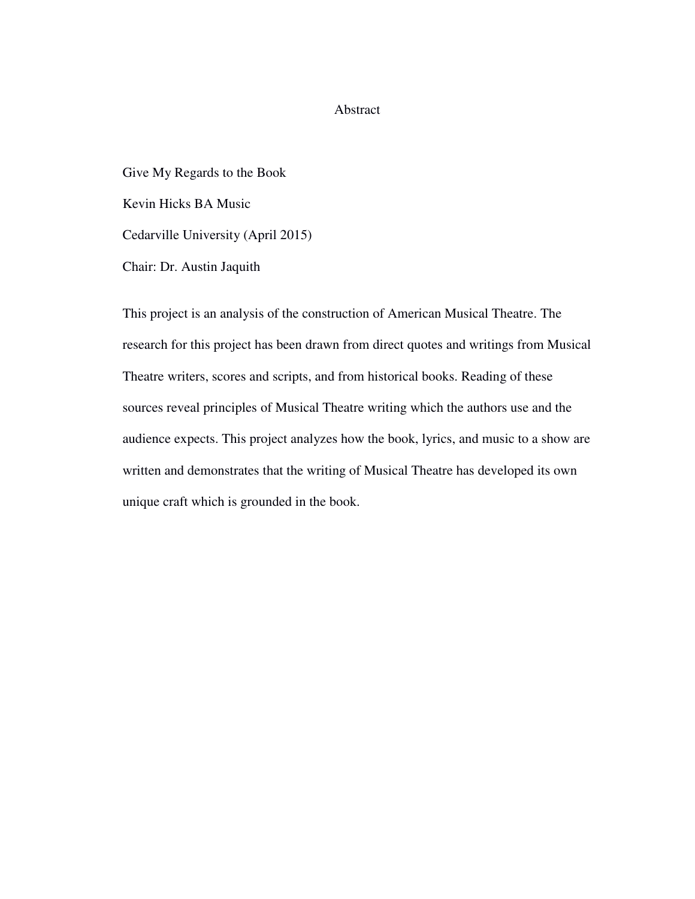# Abstract

Give My Regards to the Book

Kevin Hicks BA Music

Cedarville University (April 2015)

Chair: Dr. Austin Jaquith

This project is an analysis of the construction of American Musical Theatre. The research for this project has been drawn from direct quotes and writings from Musical Theatre writers, scores and scripts, and from historical books. Reading of these sources reveal principles of Musical Theatre writing which the authors use and the audience expects. This project analyzes how the book, lyrics, and music to a show are written and demonstrates that the writing of Musical Theatre has developed its own unique craft which is grounded in the book.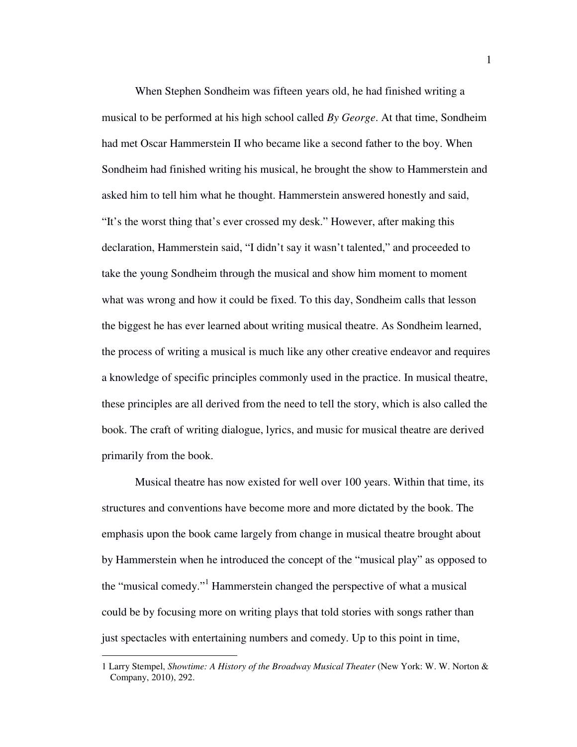When Stephen Sondheim was fifteen years old, he had finished writing a musical to be performed at his high school called *By George*. At that time, Sondheim had met Oscar Hammerstein II who became like a second father to the boy. When Sondheim had finished writing his musical, he brought the show to Hammerstein and asked him to tell him what he thought. Hammerstein answered honestly and said, "It's the worst thing that's ever crossed my desk." However, after making this declaration, Hammerstein said, "I didn't say it wasn't talented," and proceeded to take the young Sondheim through the musical and show him moment to moment what was wrong and how it could be fixed. To this day, Sondheim calls that lesson the biggest he has ever learned about writing musical theatre. As Sondheim learned, the process of writing a musical is much like any other creative endeavor and requires a knowledge of specific principles commonly used in the practice. In musical theatre, these principles are all derived from the need to tell the story, which is also called the book. The craft of writing dialogue, lyrics, and music for musical theatre are derived primarily from the book.

Musical theatre has now existed for well over 100 years. Within that time, its structures and conventions have become more and more dictated by the book. The emphasis upon the book came largely from change in musical theatre brought about by Hammerstein when he introduced the concept of the "musical play" as opposed to the "musical comedy."[1] Hammerstein changed the perspective of what a musical could be by focusing more on writing plays that told stories with songs rather than just spectacles with entertaining numbers and comedy. Up to this point in time,

---

1 Larry Stempel, *Showtime: A History of the Broadway Musical Theater* (New York: W. W. Norton & Company, 2010), 292.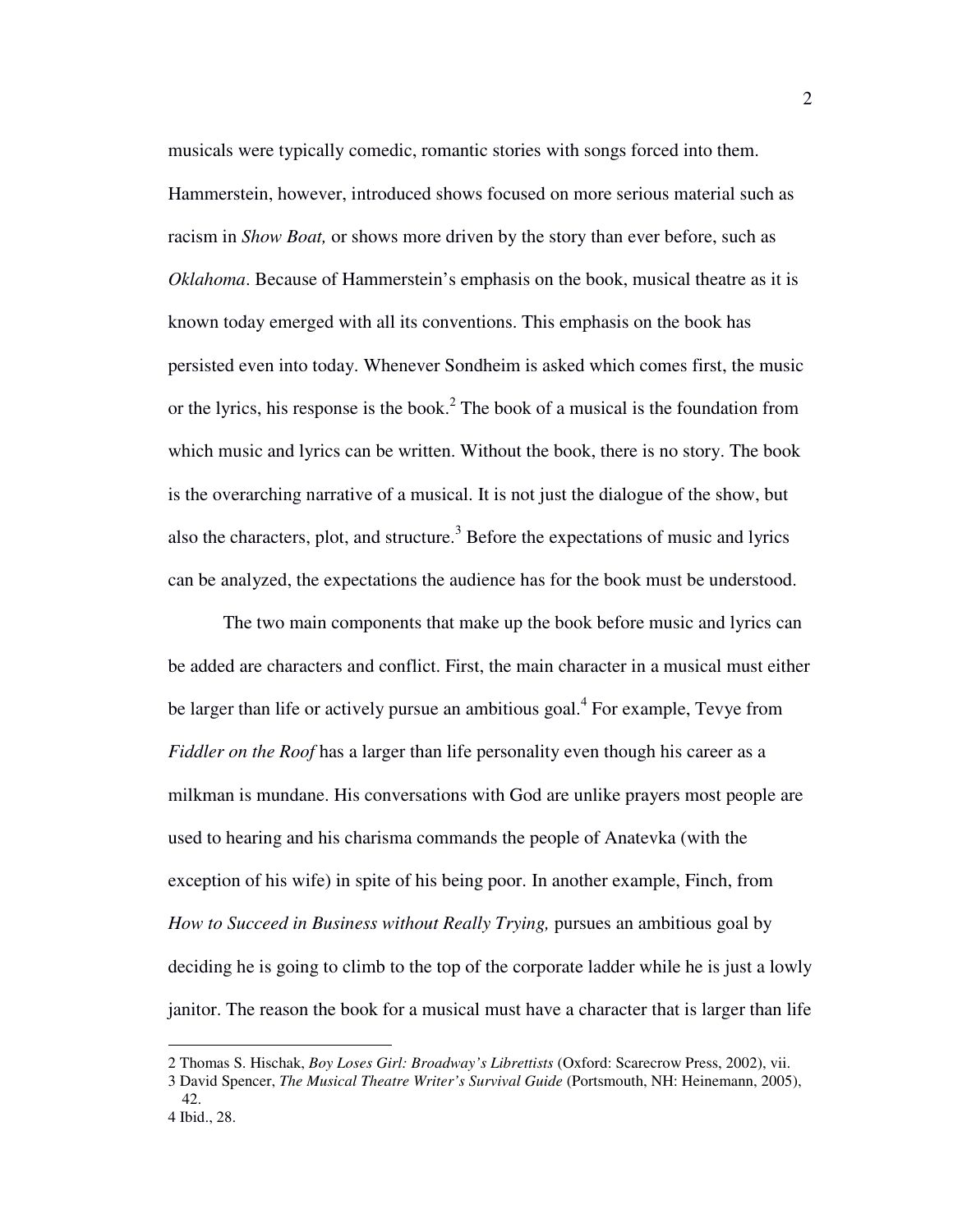musicals were typically comedic, romantic stories with songs forced into them. Hammerstein, however, introduced shows focused on more serious material such as racism in *Show Boat,* or shows more driven by the story than ever before, such as *Oklahoma*. Because of Hammerstein's emphasis on the book, musical theatre as it is known today emerged with all its conventions. This emphasis on the book has persisted even into today. Whenever Sondheim is asked which comes first, the music or the lyrics, his response is the book.[2] The book of a musical is the foundation from which music and lyrics can be written. Without the book, there is no story. The book is the overarching narrative of a musical. It is not just the dialogue of the show, but also the characters, plot, and structure.[3] Before the expectations of music and lyrics can be analyzed, the expectations the audience has for the book must be understood.

The two main components that make up the book before music and lyrics can be added are characters and conflict. First, the main character in a musical must either be larger than life or actively pursue an ambitious goal.[4] For example, Tevye from *Fiddler on the Roof* has a larger than life personality even though his career as a milkman is mundane. His conversations with God are unlike prayers most people are used to hearing and his charisma commands the people of Anatevka (with the exception of his wife) in spite of his being poor. In another example, Finch, from *How to Succeed in Business without Really Trying,* pursues an ambitious goal by deciding he is going to climb to the top of the corporate ladder while he is just a lowly janitor. The reason the book for a musical must have a character that is larger than life

---

2 Thomas S. Hischak, *Boy Loses Girl: Broadway's Librettists* (Oxford: Scarecrow Press, 2002), vii.

3 David Spencer, *The Musical Theatre Writer's Survival Guide* (Portsmouth, NH: Heinemann, 2005), 42.

4 Ibid., 28.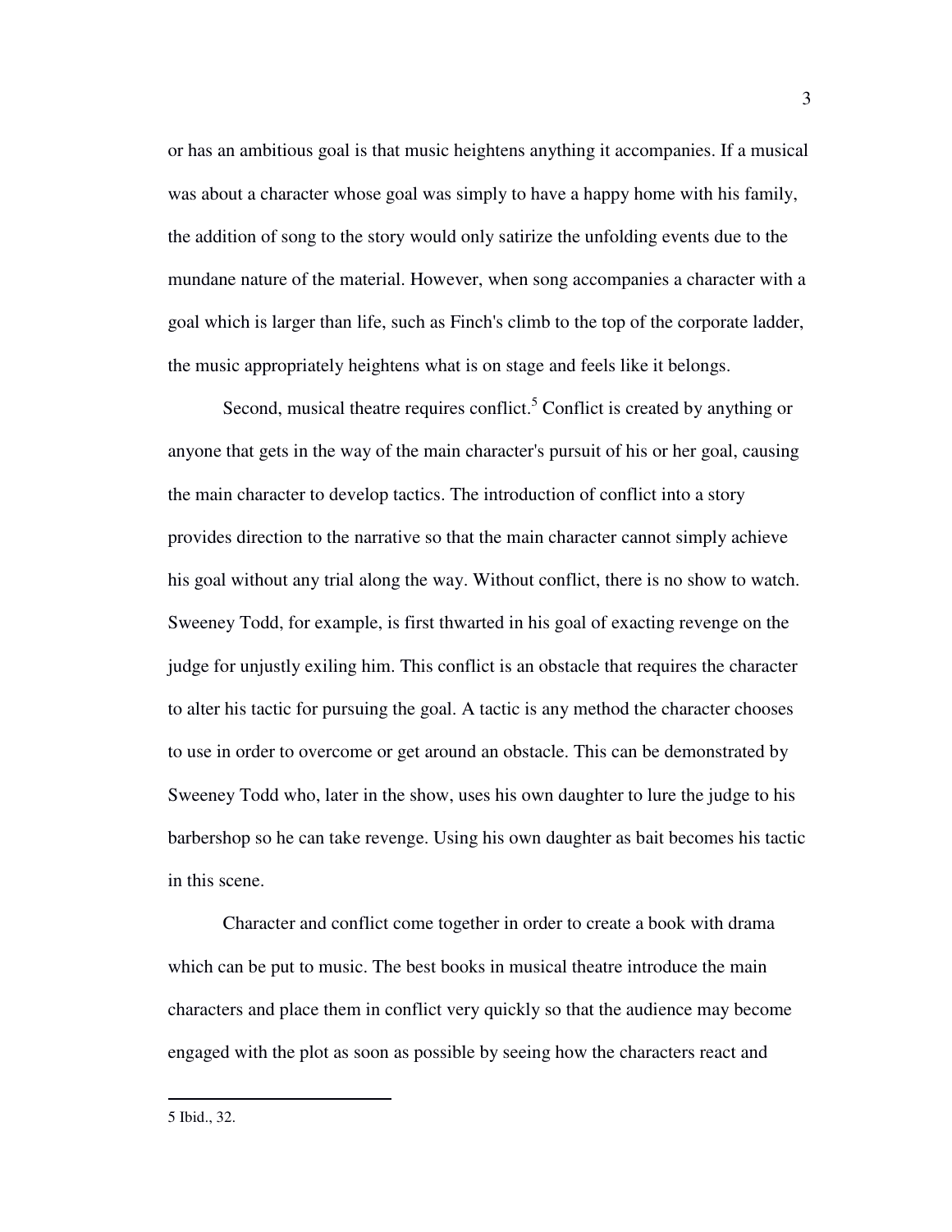or has an ambitious goal is that music heightens anything it accompanies. If a musical was about a character whose goal was simply to have a happy home with his family, the addition of song to the story would only satirize the unfolding events due to the mundane nature of the material. However, when song accompanies a character with a goal which is larger than life, such as Finch's climb to the top of the corporate ladder, the music appropriately heightens what is on stage and feels like it belongs.

Second, musical theatre requires conflict.[5] Conflict is created by anything or anyone that gets in the way of the main character's pursuit of his or her goal, causing the main character to develop tactics. The introduction of conflict into a story provides direction to the narrative so that the main character cannot simply achieve his goal without any trial along the way. Without conflict, there is no show to watch. Sweeney Todd, for example, is first thwarted in his goal of exacting revenge on the judge for unjustly exiling him. This conflict is an obstacle that requires the character to alter his tactic for pursuing the goal. A tactic is any method the character chooses to use in order to overcome or get around an obstacle. This can be demonstrated by Sweeney Todd who, later in the show, uses his own daughter to lure the judge to his barbershop so he can take revenge. Using his own daughter as bait becomes his tactic in this scene.

Character and conflict come together in order to create a book with drama which can be put to music. The best books in musical theatre introduce the main characters and place them in conflict very quickly so that the audience may become engaged with the plot as soon as possible by seeing how the characters react and

---

5 Ibid., 32.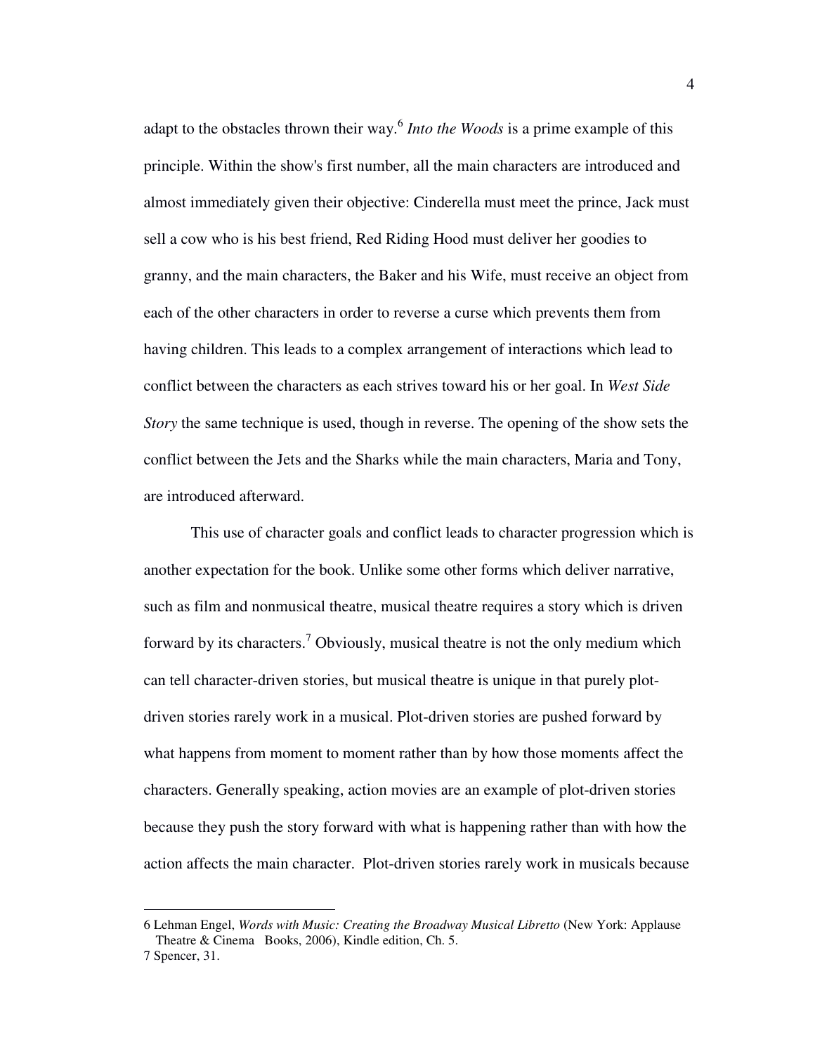adapt to the obstacles thrown their way.[6] *Into the Woods* is a prime example of this principle. Within the show's first number, all the main characters are introduced and almost immediately given their objective: Cinderella must meet the prince, Jack must sell a cow who is his best friend, Red Riding Hood must deliver her goodies to granny, and the main characters, the Baker and his Wife, must receive an object from each of the other characters in order to reverse a curse which prevents them from having children. This leads to a complex arrangement of interactions which lead to conflict between the characters as each strives toward his or her goal. In *West Side Story* the same technique is used, though in reverse. The opening of the show sets the conflict between the Jets and the Sharks while the main characters, Maria and Tony, are introduced afterward.

This use of character goals and conflict leads to character progression which is another expectation for the book. Unlike some other forms which deliver narrative, such as film and nonmusical theatre, musical theatre requires a story which is driven forward by its characters.[7] Obviously, musical theatre is not the only medium which can tell character-driven stories, but musical theatre is unique in that purely plot-driven stories rarely work in a musical. Plot-driven stories are pushed forward by what happens from moment to moment rather than by how those moments affect the characters. Generally speaking, action movies are an example of plot-driven stories because they push the story forward with what is happening rather than with how the action affects the main character. Plot-driven stories rarely work in musicals because

---

6 Lehman Engel, *Words with Music: Creating the Broadway Musical Libretto* (New York: Applause Theatre & Cinema Books, 2006), Kindle edition, Ch. 5.

7 Spencer, 31.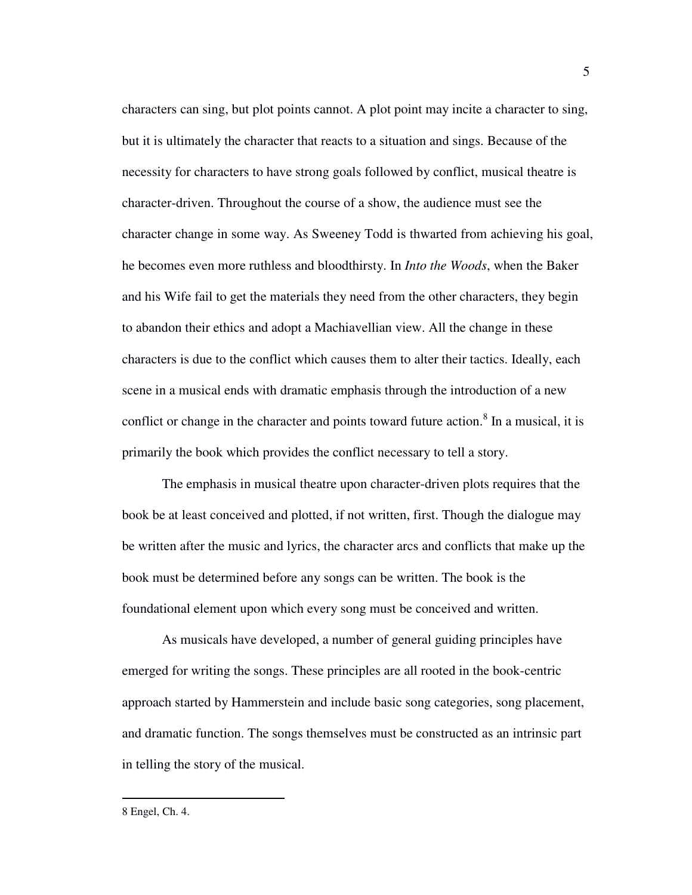characters can sing, but plot points cannot. A plot point may incite a character to sing, but it is ultimately the character that reacts to a situation and sings. Because of the necessity for characters to have strong goals followed by conflict, musical theatre is character-driven. Throughout the course of a show, the audience must see the character change in some way. As Sweeney Todd is thwarted from achieving his goal, he becomes even more ruthless and bloodthirsty. In *Into the Woods*, when the Baker and his Wife fail to get the materials they need from the other characters, they begin to abandon their ethics and adopt a Machiavellian view. All the change in these characters is due to the conflict which causes them to alter their tactics. Ideally, each scene in a musical ends with dramatic emphasis through the introduction of a new conflict or change in the character and points toward future action.[8] In a musical, it is primarily the book which provides the conflict necessary to tell a story.

The emphasis in musical theatre upon character-driven plots requires that the book be at least conceived and plotted, if not written, first. Though the dialogue may be written after the music and lyrics, the character arcs and conflicts that make up the book must be determined before any songs can be written. The book is the foundational element upon which every song must be conceived and written.

As musicals have developed, a number of general guiding principles have emerged for writing the songs. These principles are all rooted in the book-centric approach started by Hammerstein and include basic song categories, song placement, and dramatic function. The songs themselves must be constructed as an intrinsic part in telling the story of the musical.

---

8 Engel, Ch. 4.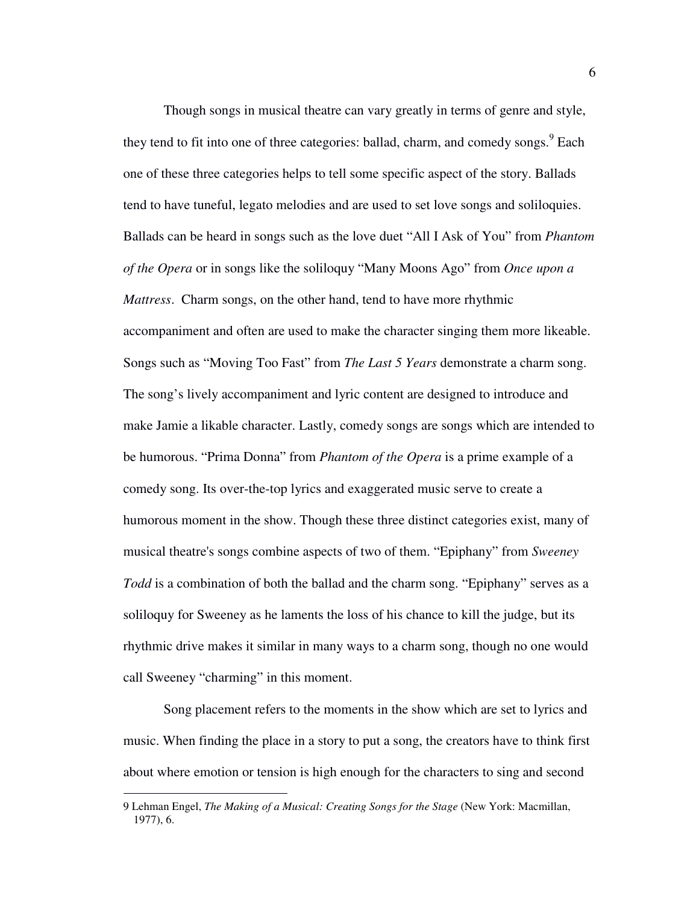Though songs in musical theatre can vary greatly in terms of genre and style, they tend to fit into one of three categories: ballad, charm, and comedy songs.[9] Each one of these three categories helps to tell some specific aspect of the story. Ballads tend to have tuneful, legato melodies and are used to set love songs and soliloquies. Ballads can be heard in songs such as the love duet "All I Ask of You" from *Phantom of the Opera* or in songs like the soliloquy "Many Moons Ago" from *Once upon a Mattress*. Charm songs, on the other hand, tend to have more rhythmic accompaniment and often are used to make the character singing them more likeable. Songs such as "Moving Too Fast" from *The Last 5 Years* demonstrate a charm song. The song's lively accompaniment and lyric content are designed to introduce and make Jamie a likable character. Lastly, comedy songs are songs which are intended to be humorous. "Prima Donna" from *Phantom of the Opera* is a prime example of a comedy song. Its over-the-top lyrics and exaggerated music serve to create a humorous moment in the show. Though these three distinct categories exist, many of musical theatre's songs combine aspects of two of them. "Epiphany" from *Sweeney Todd* is a combination of both the ballad and the charm song. "Epiphany" serves as a soliloquy for Sweeney as he laments the loss of his chance to kill the judge, but its rhythmic drive makes it similar in many ways to a charm song, though no one would call Sweeney "charming" in this moment.

Song placement refers to the moments in the show which are set to lyrics and music. When finding the place in a story to put a song, the creators have to think first about where emotion or tension is high enough for the characters to sing and second

---

9 Lehman Engel, *The Making of a Musical: Creating Songs for the Stage* (New York: Macmillan, 1977), 6.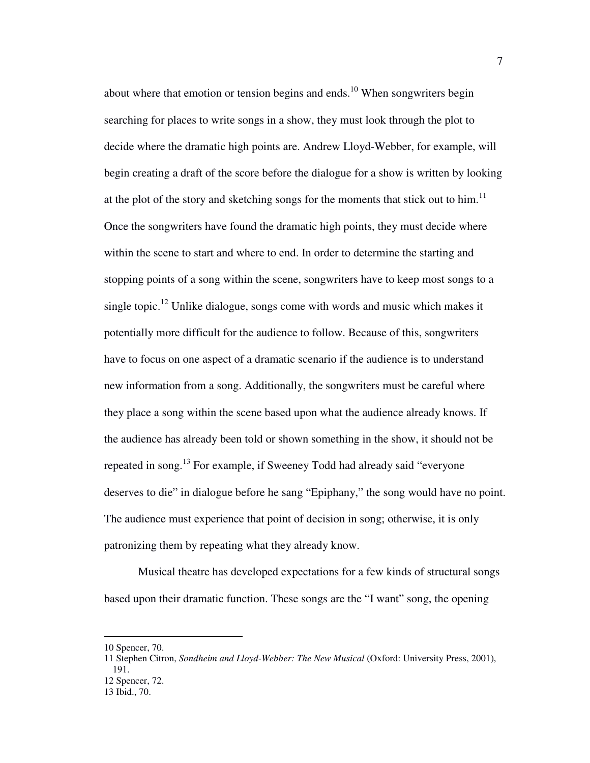about where that emotion or tension begins and ends.[10] When songwriters begin searching for places to write songs in a show, they must look through the plot to decide where the dramatic high points are. Andrew Lloyd-Webber, for example, will begin creating a draft of the score before the dialogue for a show is written by looking at the plot of the story and sketching songs for the moments that stick out to him.[11] Once the songwriters have found the dramatic high points, they must decide where within the scene to start and where to end. In order to determine the starting and stopping points of a song within the scene, songwriters have to keep most songs to a single topic.[12] Unlike dialogue, songs come with words and music which makes it potentially more difficult for the audience to follow. Because of this, songwriters have to focus on one aspect of a dramatic scenario if the audience is to understand new information from a song. Additionally, the songwriters must be careful where they place a song within the scene based upon what the audience already knows. If the audience has already been told or shown something in the show, it should not be repeated in song.[13] For example, if Sweeney Todd had already said "everyone deserves to die" in dialogue before he sang "Epiphany," the song would have no point. The audience must experience that point of decision in song; otherwise, it is only patronizing them by repeating what they already know.

Musical theatre has developed expectations for a few kinds of structural songs based upon their dramatic function. These songs are the "I want" song, the opening

---

10 Spencer, 70.

11 Stephen Citron, *Sondheim and Lloyd-Webber: The New Musical* (Oxford: University Press, 2001), 191.

12 Spencer, 72.

13 Ibid., 70.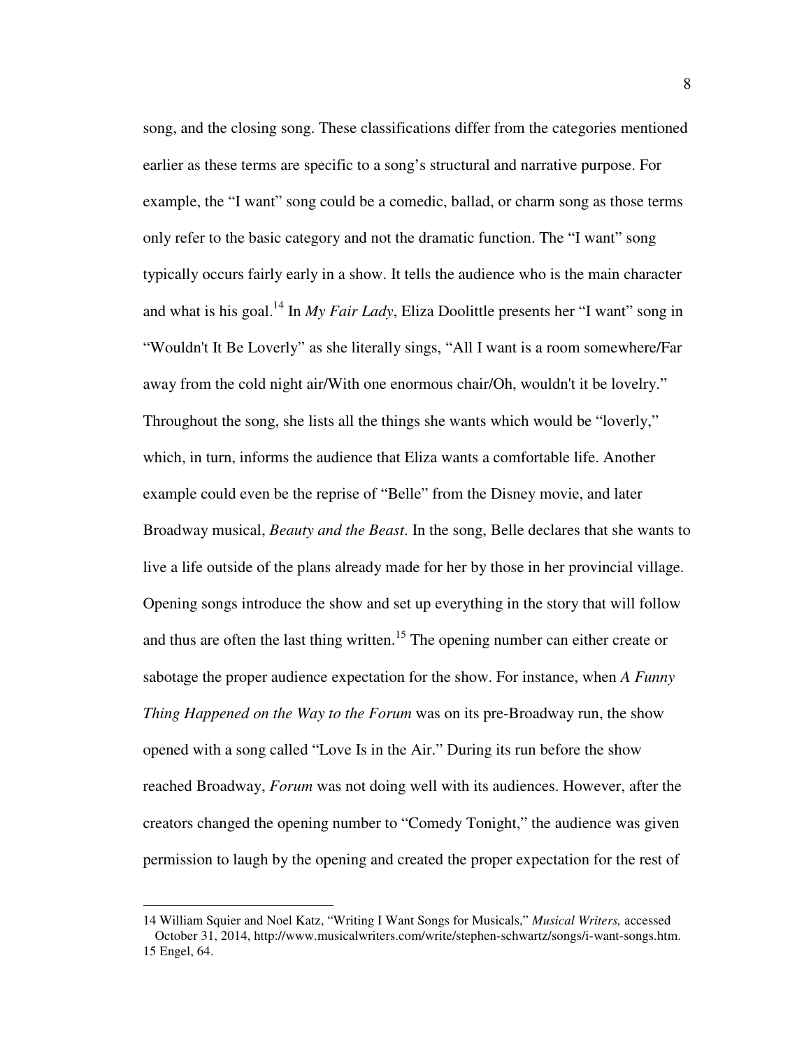song, and the closing song. These classifications differ from the categories mentioned earlier as these terms are specific to a song's structural and narrative purpose. For example, the "I want" song could be a comedic, ballad, or charm song as those terms only refer to the basic category and not the dramatic function. The "I want" song typically occurs fairly early in a show. It tells the audience who is the main character and what is his goal.[14] In *My Fair Lady*, Eliza Doolittle presents her "I want" song in "Wouldn't It Be Loverly" as she literally sings, "All I want is a room somewhere/Far away from the cold night air/With one enormous chair/Oh, wouldn't it be lovelry." Throughout the song, she lists all the things she wants which would be "loverly," which, in turn, informs the audience that Eliza wants a comfortable life. Another example could even be the reprise of "Belle" from the Disney movie, and later Broadway musical, *Beauty and the Beast*. In the song, Belle declares that she wants to live a life outside of the plans already made for her by those in her provincial village. Opening songs introduce the show and set up everything in the story that will follow and thus are often the last thing written.[15] The opening number can either create or sabotage the proper audience expectation for the show. For instance, when *A Funny Thing Happened on the Way to the Forum* was on its pre-Broadway run, the show opened with a song called "Love Is in the Air." During its run before the show reached Broadway, *Forum* was not doing well with its audiences. However, after the creators changed the opening number to "Comedy Tonight," the audience was given permission to laugh by the opening and created the proper expectation for the rest of

---

14 William Squier and Noel Katz, "Writing I Want Songs for Musicals," *Musical Writers,* accessed October 31, 2014, http://www.musicalwriters.com/write/stephen-schwartz/songs/i-want-songs.htm.

15 Engel, 64.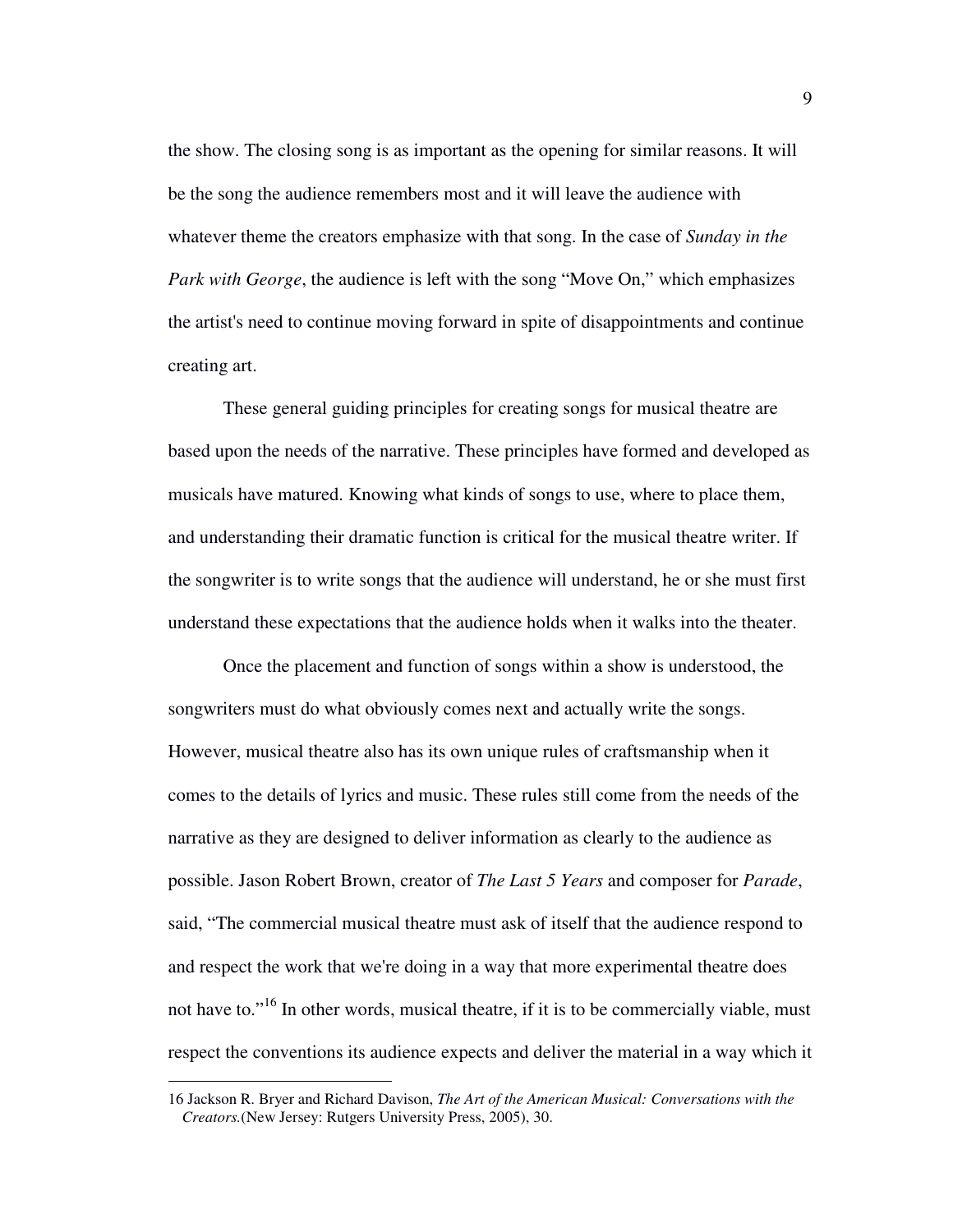the show. The closing song is as important as the opening for similar reasons. It will be the song the audience remembers most and it will leave the audience with whatever theme the creators emphasize with that song. In the case of *Sunday in the Park with George*, the audience is left with the song "Move On," which emphasizes the artist's need to continue moving forward in spite of disappointments and continue creating art.

These general guiding principles for creating songs for musical theatre are based upon the needs of the narrative. These principles have formed and developed as musicals have matured. Knowing what kinds of songs to use, where to place them, and understanding their dramatic function is critical for the musical theatre writer. If the songwriter is to write songs that the audience will understand, he or she must first understand these expectations that the audience holds when it walks into the theater.

Once the placement and function of songs within a show is understood, the songwriters must do what obviously comes next and actually write the songs. However, musical theatre also has its own unique rules of craftsmanship when it comes to the details of lyrics and music. These rules still come from the needs of the narrative as they are designed to deliver information as clearly to the audience as possible. Jason Robert Brown, creator of *The Last 5 Years* and composer for *Parade*, said, "The commercial musical theatre must ask of itself that the audience respond to and respect the work that we're doing in a way that more experimental theatre does not have to."[16] In other words, musical theatre, if it is to be commercially viable, must respect the conventions its audience expects and deliver the material in a way which it

16 Jackson R. Bryer and Richard Davison, *The Art of the American Musical: Conversations with the Creators.*(New Jersey: Rutgers University Press, 2005), 30.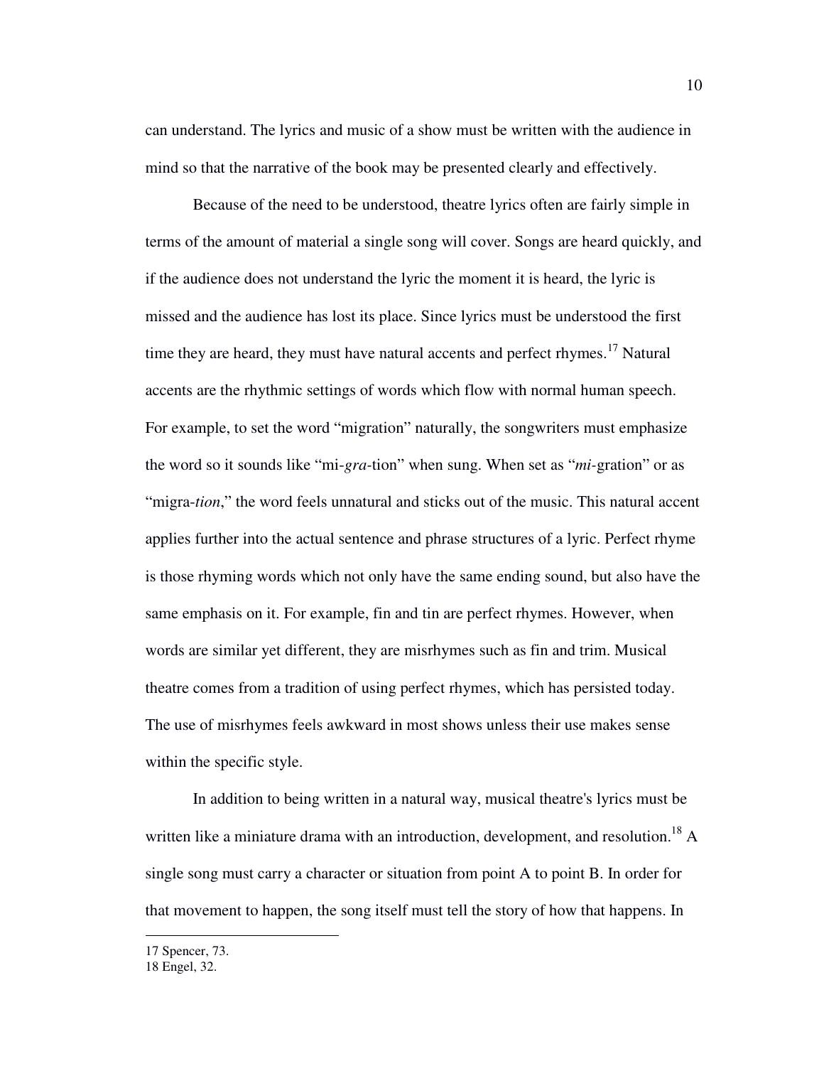can understand. The lyrics and music of a show must be written with the audience in mind so that the narrative of the book may be presented clearly and effectively.

Because of the need to be understood, theatre lyrics often are fairly simple in terms of the amount of material a single song will cover. Songs are heard quickly, and if the audience does not understand the lyric the moment it is heard, the lyric is missed and the audience has lost its place. Since lyrics must be understood the first time they are heard, they must have natural accents and perfect rhymes.[17] Natural accents are the rhythmic settings of words which flow with normal human speech. For example, to set the word "migration" naturally, the songwriters must emphasize the word so it sounds like "mi-*gra*-tion" when sung. When set as "*mi*-gration" or as "migra-*tion*," the word feels unnatural and sticks out of the music. This natural accent applies further into the actual sentence and phrase structures of a lyric. Perfect rhyme is those rhyming words which not only have the same ending sound, but also have the same emphasis on it. For example, fin and tin are perfect rhymes. However, when words are similar yet different, they are misrhymes such as fin and trim. Musical theatre comes from a tradition of using perfect rhymes, which has persisted today. The use of misrhymes feels awkward in most shows unless their use makes sense within the specific style.

In addition to being written in a natural way, musical theatre's lyrics must be written like a miniature drama with an introduction, development, and resolution.[18] A single song must carry a character or situation from point A to point B. In order for that movement to happen, the song itself must tell the story of how that happens. In

---

17 Spencer, 73.
18 Engel, 32.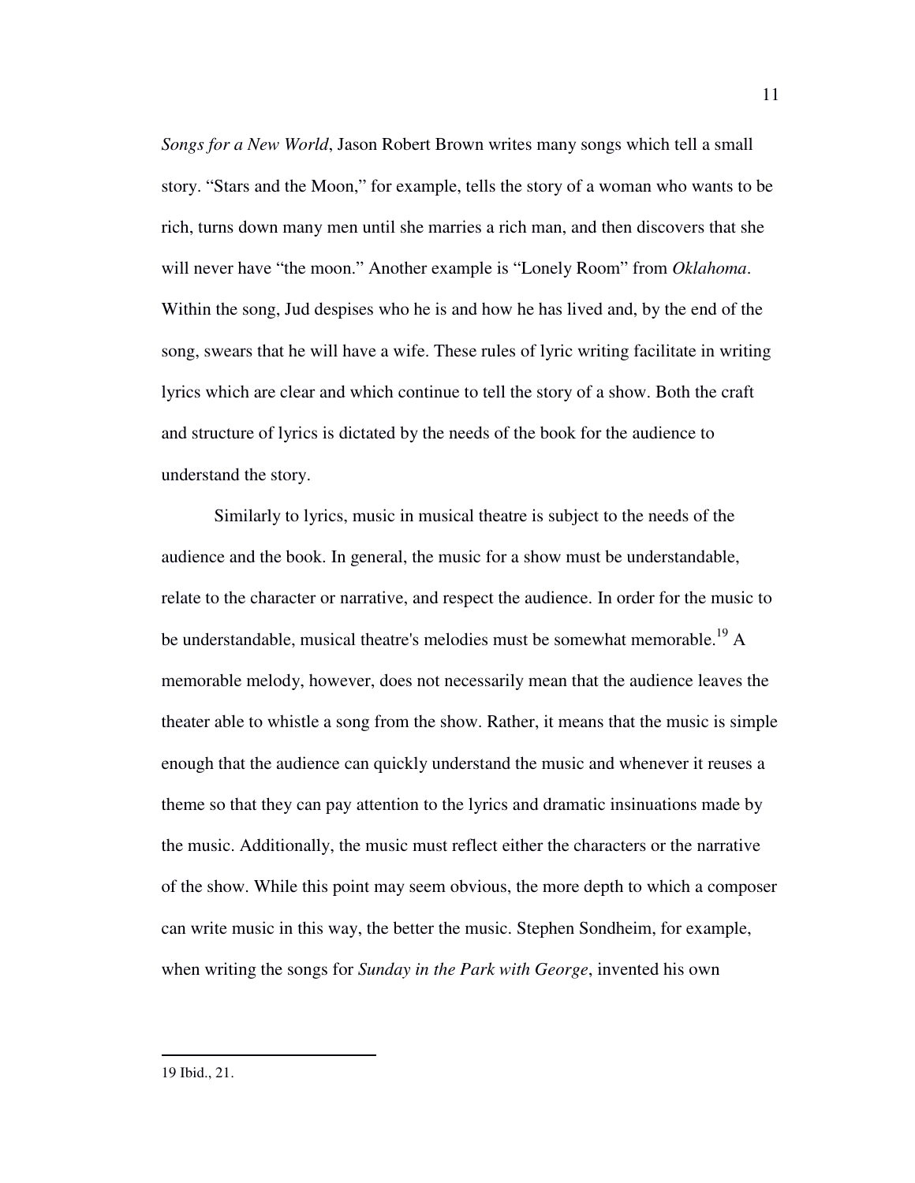*Songs for a New World*, Jason Robert Brown writes many songs which tell a small story. "Stars and the Moon," for example, tells the story of a woman who wants to be rich, turns down many men until she marries a rich man, and then discovers that she will never have "the moon." Another example is "Lonely Room" from *Oklahoma*. Within the song, Jud despises who he is and how he has lived and, by the end of the song, swears that he will have a wife. These rules of lyric writing facilitate in writing lyrics which are clear and which continue to tell the story of a show. Both the craft and structure of lyrics is dictated by the needs of the book for the audience to understand the story.

Similarly to lyrics, music in musical theatre is subject to the needs of the audience and the book. In general, the music for a show must be understandable, relate to the character or narrative, and respect the audience. In order for the music to be understandable, musical theatre's melodies must be somewhat memorable.[19] A memorable melody, however, does not necessarily mean that the audience leaves the theater able to whistle a song from the show. Rather, it means that the music is simple enough that the audience can quickly understand the music and whenever it reuses a theme so that they can pay attention to the lyrics and dramatic insinuations made by the music. Additionally, the music must reflect either the characters or the narrative of the show. While this point may seem obvious, the more depth to which a composer can write music in this way, the better the music. Stephen Sondheim, for example, when writing the songs for *Sunday in the Park with George*, invented his own

---

19 Ibid., 21.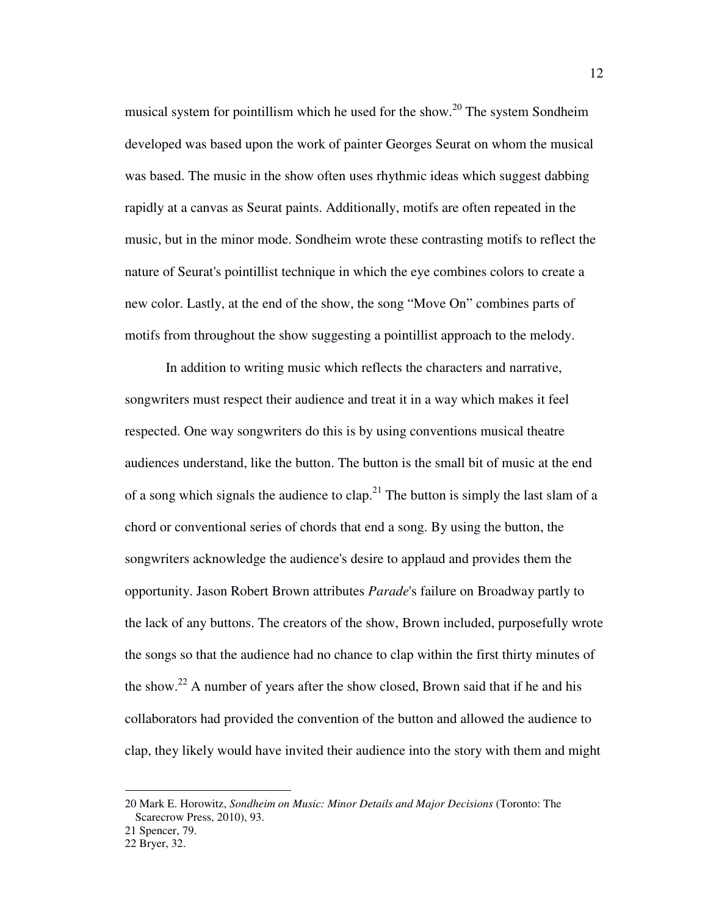musical system for pointillism which he used for the show.[20] The system Sondheim developed was based upon the work of painter Georges Seurat on whom the musical was based. The music in the show often uses rhythmic ideas which suggest dabbing rapidly at a canvas as Seurat paints. Additionally, motifs are often repeated in the music, but in the minor mode. Sondheim wrote these contrasting motifs to reflect the nature of Seurat's pointillist technique in which the eye combines colors to create a new color. Lastly, at the end of the show, the song "Move On" combines parts of motifs from throughout the show suggesting a pointillist approach to the melody.

In addition to writing music which reflects the characters and narrative, songwriters must respect their audience and treat it in a way which makes it feel respected. One way songwriters do this is by using conventions musical theatre audiences understand, like the button. The button is the small bit of music at the end of a song which signals the audience to clap.[21] The button is simply the last slam of a chord or conventional series of chords that end a song. By using the button, the songwriters acknowledge the audience's desire to applaud and provides them the opportunity. Jason Robert Brown attributes *Parade*'s failure on Broadway partly to the lack of any buttons. The creators of the show, Brown included, purposefully wrote the songs so that the audience had no chance to clap within the first thirty minutes of the show.[22] A number of years after the show closed, Brown said that if he and his collaborators had provided the convention of the button and allowed the audience to clap, they likely would have invited their audience into the story with them and might

---

20 Mark E. Horowitz, *Sondheim on Music: Minor Details and Major Decisions* (Toronto: The Scarecrow Press, 2010), 93.

21 Spencer, 79.

22 Bryer, 32.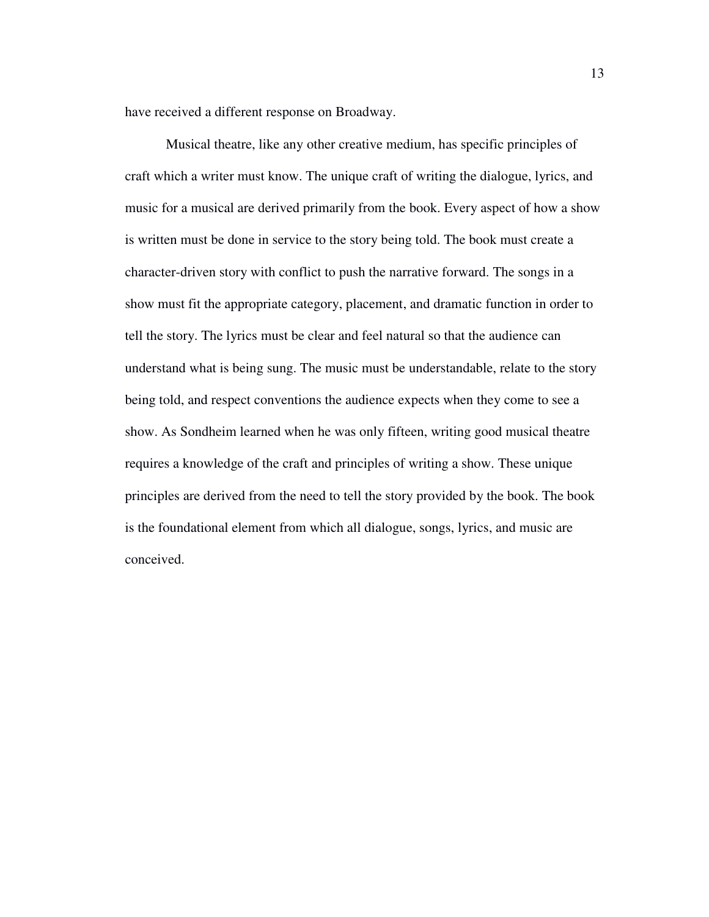have received a different response on Broadway.

Musical theatre, like any other creative medium, has specific principles of craft which a writer must know. The unique craft of writing the dialogue, lyrics, and music for a musical are derived primarily from the book. Every aspect of how a show is written must be done in service to the story being told. The book must create a character-driven story with conflict to push the narrative forward. The songs in a show must fit the appropriate category, placement, and dramatic function in order to tell the story. The lyrics must be clear and feel natural so that the audience can understand what is being sung. The music must be understandable, relate to the story being told, and respect conventions the audience expects when they come to see a show. As Sondheim learned when he was only fifteen, writing good musical theatre requires a knowledge of the craft and principles of writing a show. These unique principles are derived from the need to tell the story provided by the book. The book is the foundational element from which all dialogue, songs, lyrics, and music are conceived.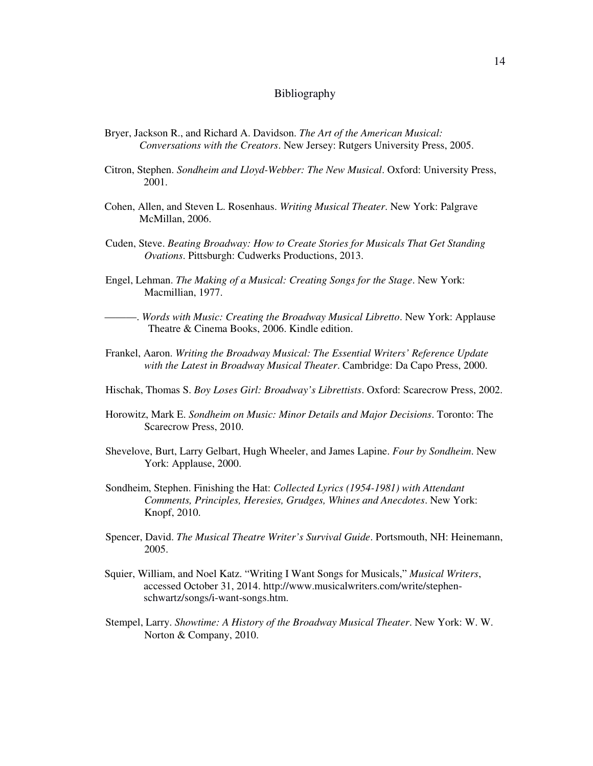# Bibliography

Bryer, Jackson R., and Richard A. Davidson. *The Art of the American Musical: Conversations with the Creators*. New Jersey: Rutgers University Press, 2005.

Citron, Stephen. *Sondheim and Lloyd-Webber: The New Musical*. Oxford: University Press, 2001.

Cohen, Allen, and Steven L. Rosenhaus. *Writing Musical Theater*. New York: Palgrave McMillan, 2006.

Cuden, Steve. *Beating Broadway: How to Create Stories for Musicals That Get Standing Ovations*. Pittsburgh: Cudwerks Productions, 2013.

Engel, Lehman. *The Making of a Musical: Creating Songs for the Stage*. New York: Macmillian, 1977.

———. *Words with Music: Creating the Broadway Musical Libretto*. New York: Applause Theatre & Cinema Books, 2006. Kindle edition.

Frankel, Aaron. *Writing the Broadway Musical: The Essential Writers' Reference Update with the Latest in Broadway Musical Theater*. Cambridge: Da Capo Press, 2000.

Hischak, Thomas S. *Boy Loses Girl: Broadway's Librettists*. Oxford: Scarecrow Press, 2002.

Horowitz, Mark E. *Sondheim on Music: Minor Details and Major Decisions*. Toronto: The Scarecrow Press, 2010.

Shevelove, Burt, Larry Gelbart, Hugh Wheeler, and James Lapine. *Four by Sondheim*. New York: Applause, 2000.

Sondheim, Stephen. Finishing the Hat: *Collected Lyrics (1954-1981) with Attendant Comments, Principles, Heresies, Grudges, Whines and Anecdotes*. New York: Knopf, 2010.

Spencer, David. *The Musical Theatre Writer's Survival Guide*. Portsmouth, NH: Heinemann, 2005.

Squier, William, and Noel Katz. "Writing I Want Songs for Musicals," *Musical Writers*, accessed October 31, 2014. http://www.musicalwriters.com/write/stephen-schwartz/songs/i-want-songs.htm.

Stempel, Larry. *Showtime: A History of the Broadway Musical Theater*. New York: W. W. Norton & Company, 2010.